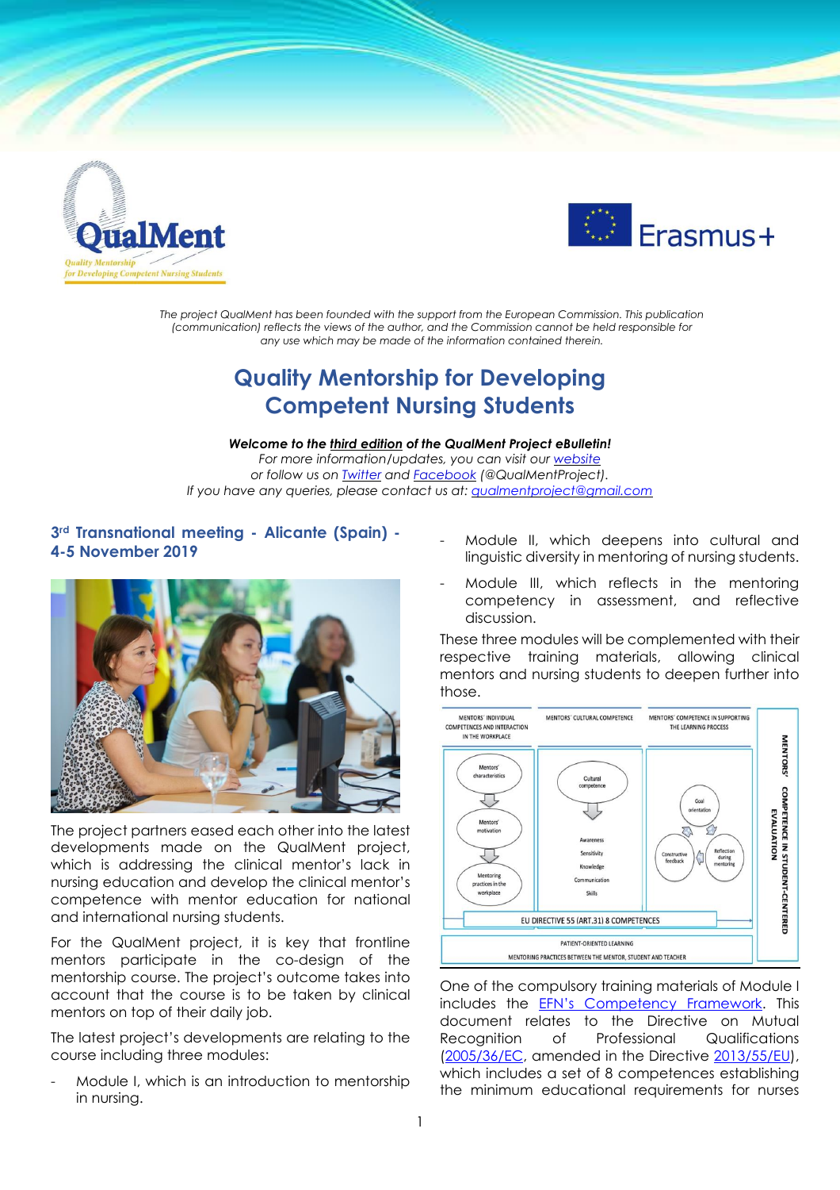*The project QualMent has been founded with the support from the European Commission. This publication (communication) reflects the views of the author, and the Commission cannot be held responsible for any use which may be made of the information contained therein.*

# Quality Mentorship for Developing Competent Nursing Students

***Welcome to the third edition of the QualMent Project eBulletin!***

*For more information/updates, you can visit our website*
*or follow us on Twitter and Facebook (@QualMentProject).*
*If you have any queries, please contact us at: qualmentproject@gmail.com*

## 3rd Transnational meeting - Alicante (Spain) - 4-5 November 2019

The project partners eased each other into the latest developments made on the QualMent project, which is addressing the clinical mentor's lack in nursing education and develop the clinical mentor's competence with mentor education for national and international nursing students.

For the QualMent project, it is key that frontline mentors participate in the co-design of the mentorship course. The project's outcome takes into account that the course is to be taken by clinical mentors on top of their daily job.

The latest project's developments are relating to the course including three modules:

- Module I, which is an introduction to mentorship in nursing.
- Module II, which deepens into cultural and linguistic diversity in mentoring of nursing students.
- Module III, which reflects in the mentoring competency in assessment, and reflective discussion.

These three modules will be complemented with their respective training materials, allowing clinical mentors and nursing students to deepen further into those.

One of the compulsory training materials of Module I includes the EFN's Competency Framework. This document relates to the Directive on Mutual Recognition of Professional Qualifications (2005/36/EC, amended in the Directive 2013/55/EU), which includes a set of 8 competences establishing the minimum educational requirements for nurses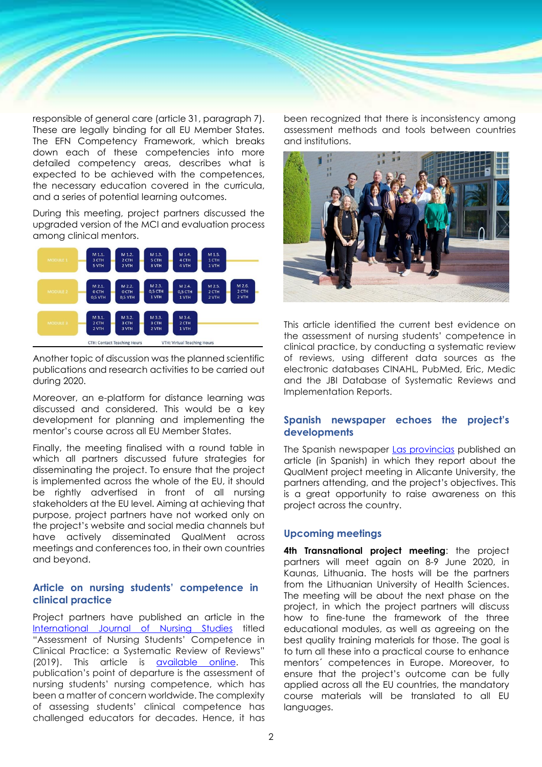responsible of general care (article 31, paragraph 7). These are legally binding for all EU Member States. The EFN Competency Framework, which breaks down each of these competencies into more detailed competency areas, describes what is expected to be achieved with the competences, the necessary education covered in the curricula, and a series of potential learning outcomes.

During this meeting, project partners discussed the upgraded version of the MCI and evaluation process among clinical mentors.

MODULE 1
M 1.1. 3 CTH 5 VTH
M 1.2. 2 CTH 2 VTH
M 1.3. 5 CTH 3 VTH
M 1.4. 4 CTH 4 VTH
M 1.5. 1 CTH 1 VTH

MODULE 2
M 2.1. 0 CTH 0,5 VTH
M 2.2. 0 CTH 0,5 VTH
M 2.3. 0,5 CTH 1 VTH
M 2.4. 0,5 CTH 1 VTH
M 2.5. 2 CTH 2 VTH
M 2.6. 2 CTH 2 VTH

MODULE 3
M 3.1. 2 CTH 2 VTH
M 3.2. 3 CTH 3 VTH
M 3.3. 3 CTH 2 VTH
M 3.4. 2 CTH 1 VTH

CTH: Contact Teaching Hours
VTH: Virtual Teaching Hours

Another topic of discussion was the planned scientific publications and research activities to be carried out during 2020.

Moreover, an e-platform for distance learning was discussed and considered. This would be a key development for planning and implementing the mentor's course across all EU Member States.

Finally, the meeting finalised with a round table in which all partners discussed future strategies for disseminating the project. To ensure that the project is implemented across the whole of the EU, it should be rightly advertised in front of all nursing stakeholders at the EU level. Aiming at achieving that purpose, project partners have not worked only on the project's website and social media channels but have actively disseminated QualMent across meetings and conferences too, in their own countries and beyond.

## Article on nursing students' competence in clinical practice

Project partners have published an article in the International Journal of Nursing Studies titled "Assessment of Nursing Students' Competence in Clinical Practice: a Systematic Review of Reviews" (2019). This article is available online. This publication's point of departure is the assessment of nursing students' nursing competence, which has been a matter of concern worldwide. The complexity of assessing students' clinical competence has challenged educators for decades. Hence, it has been recognized that there is inconsistency among assessment methods and tools between countries and institutions.

This article identified the current best evidence on the assessment of nursing students' competence in clinical practice, by conducting a systematic review of reviews, using different data sources as the electronic databases CINAHL, PubMed, Eric, Medic and the JBI Database of Systematic Reviews and Implementation Reports.

## Spanish newspaper echoes the project's developments

The Spanish newspaper Las provincias published an article (in Spanish) in which they report about the QualMent project meeting in Alicante University, the partners attending, and the project's objectives. This is a great opportunity to raise awareness on this project across the country.

## Upcoming meetings

**4th Transnational project meeting**: the project partners will meet again on 8-9 June 2020, in Kaunas, Lithuania. The hosts will be the partners from the Lithuanian University of Health Sciences. The meeting will be about the next phase on the project, in which the project partners will discuss how to fine-tune the framework of the three educational modules, as well as agreeing on the best quality training materials for those. The goal is to turn all these into a practical course to enhance mentors´ competences in Europe. Moreover, to ensure that the project's outcome can be fully applied across all the EU countries, the mandatory course materials will be translated to all EU languages.